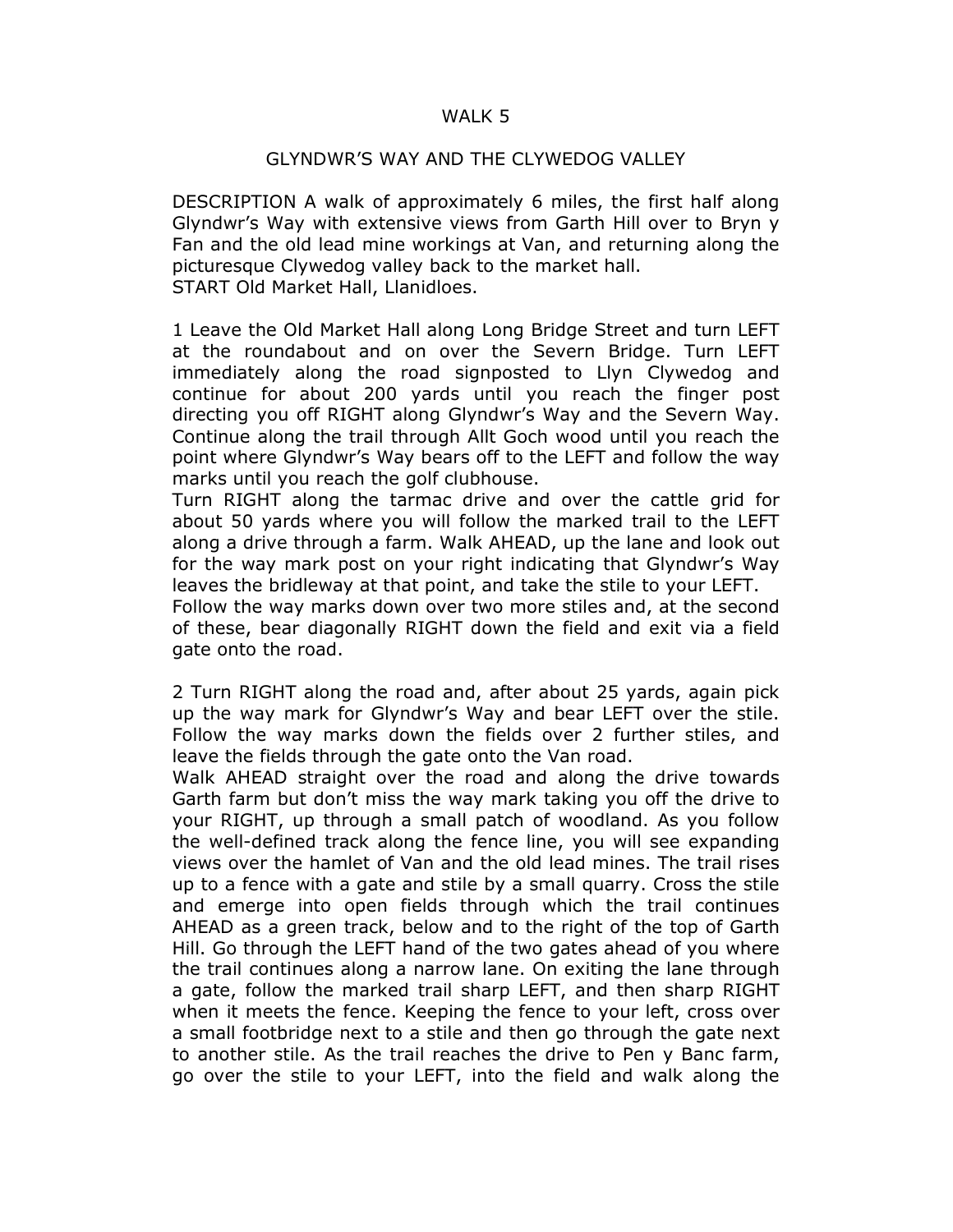# WALK 5

## GLYNDWR'S WAY AND THE CLYWEDOG VALLEY

DESCRIPTION A walk of approximately 6 miles, the first half along Glyndwr's Way with extensive views from Garth Hill over to Bryn y Fan and the old lead mine workings at Van, and returning along the picturesque Clywedog valley back to the market hall.
START Old Market Hall, Llanidloes.

1 Leave the Old Market Hall along Long Bridge Street and turn LEFT at the roundabout and on over the Severn Bridge. Turn LEFT immediately along the road signposted to Llyn Clywedog and continue for about 200 yards until you reach the finger post directing you off RIGHT along Glyndwr's Way and the Severn Way. Continue along the trail through Allt Goch wood until you reach the point where Glyndwr's Way bears off to the LEFT and follow the way marks until you reach the golf clubhouse.
Turn RIGHT along the tarmac drive and over the cattle grid for about 50 yards where you will follow the marked trail to the LEFT along a drive through a farm. Walk AHEAD, up the lane and look out for the way mark post on your right indicating that Glyndwr's Way leaves the bridleway at that point, and take the stile to your LEFT.
Follow the way marks down over two more stiles and, at the second of these, bear diagonally RIGHT down the field and exit via a field gate onto the road.

2 Turn RIGHT along the road and, after about 25 yards, again pick up the way mark for Glyndwr's Way and bear LEFT over the stile. Follow the way marks down the fields over 2 further stiles, and leave the fields through the gate onto the Van road.
Walk AHEAD straight over the road and along the drive towards Garth farm but don't miss the way mark taking you off the drive to your RIGHT, up through a small patch of woodland. As you follow the well-defined track along the fence line, you will see expanding views over the hamlet of Van and the old lead mines. The trail rises up to a fence with a gate and stile by a small quarry. Cross the stile and emerge into open fields through which the trail continues AHEAD as a green track, below and to the right of the top of Garth Hill. Go through the LEFT hand of the two gates ahead of you where the trail continues along a narrow lane. On exiting the lane through a gate, follow the marked trail sharp LEFT, and then sharp RIGHT when it meets the fence. Keeping the fence to your left, cross over a small footbridge next to a stile and then go through the gate next to another stile. As the trail reaches the drive to Pen y Banc farm, go over the stile to your LEFT, into the field and walk along the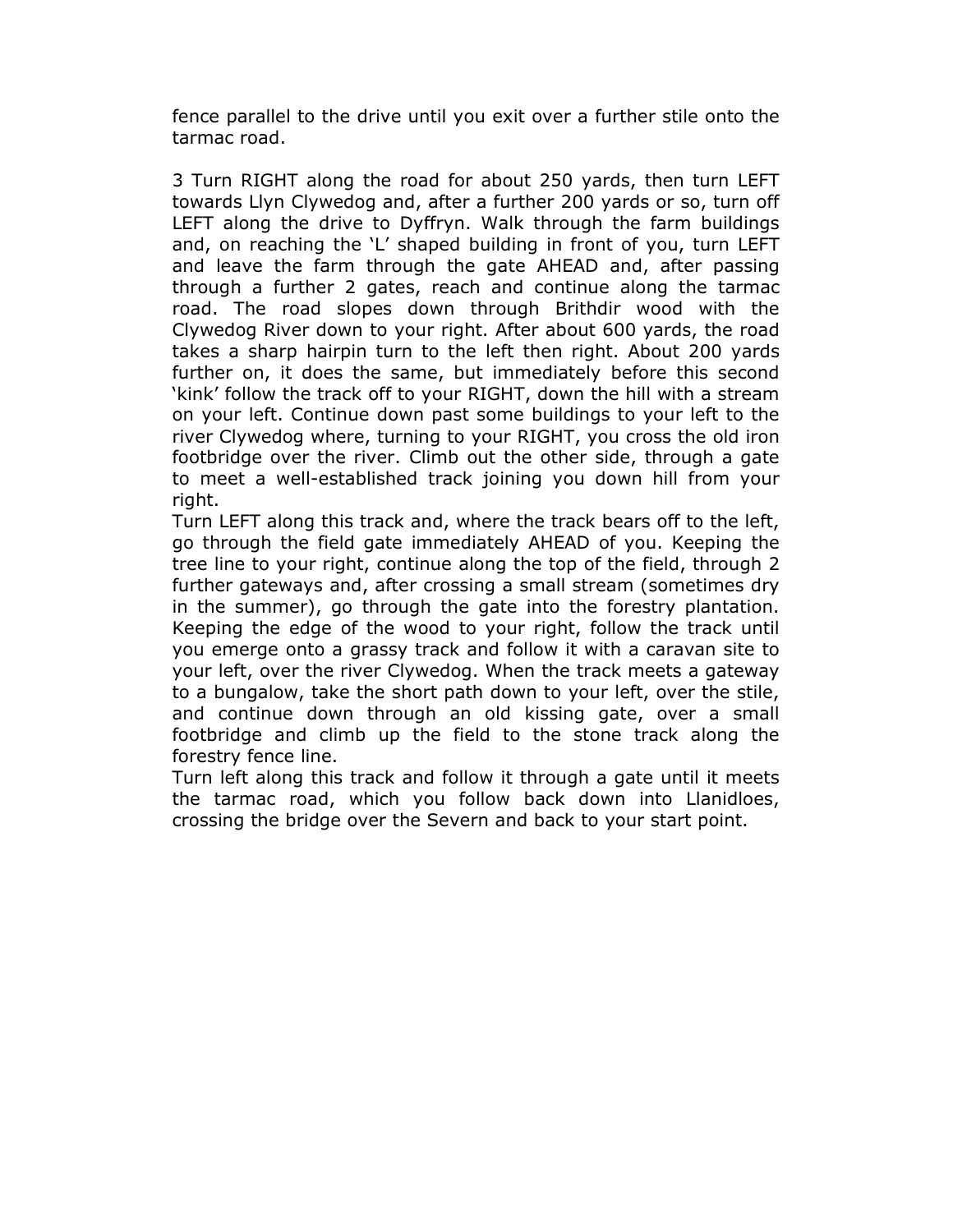fence parallel to the drive until you exit over a further stile onto the tarmac road.

3 Turn RIGHT along the road for about 250 yards, then turn LEFT towards Llyn Clywedog and, after a further 200 yards or so, turn off LEFT along the drive to Dyffryn. Walk through the farm buildings and, on reaching the 'L' shaped building in front of you, turn LEFT and leave the farm through the gate AHEAD and, after passing through a further 2 gates, reach and continue along the tarmac road. The road slopes down through Brithdir wood with the Clywedog River down to your right. After about 600 yards, the road takes a sharp hairpin turn to the left then right. About 200 yards further on, it does the same, but immediately before this second 'kink' follow the track off to your RIGHT, down the hill with a stream on your left. Continue down past some buildings to your left to the river Clywedog where, turning to your RIGHT, you cross the old iron footbridge over the river. Climb out the other side, through a gate to meet a well-established track joining you down hill from your right.

Turn LEFT along this track and, where the track bears off to the left, go through the field gate immediately AHEAD of you. Keeping the tree line to your right, continue along the top of the field, through 2 further gateways and, after crossing a small stream (sometimes dry in the summer), go through the gate into the forestry plantation. Keeping the edge of the wood to your right, follow the track until you emerge onto a grassy track and follow it with a caravan site to your left, over the river Clywedog. When the track meets a gateway to a bungalow, take the short path down to your left, over the stile, and continue down through an old kissing gate, over a small footbridge and climb up the field to the stone track along the forestry fence line.

Turn left along this track and follow it through a gate until it meets the tarmac road, which you follow back down into Llanidloes, crossing the bridge over the Severn and back to your start point.